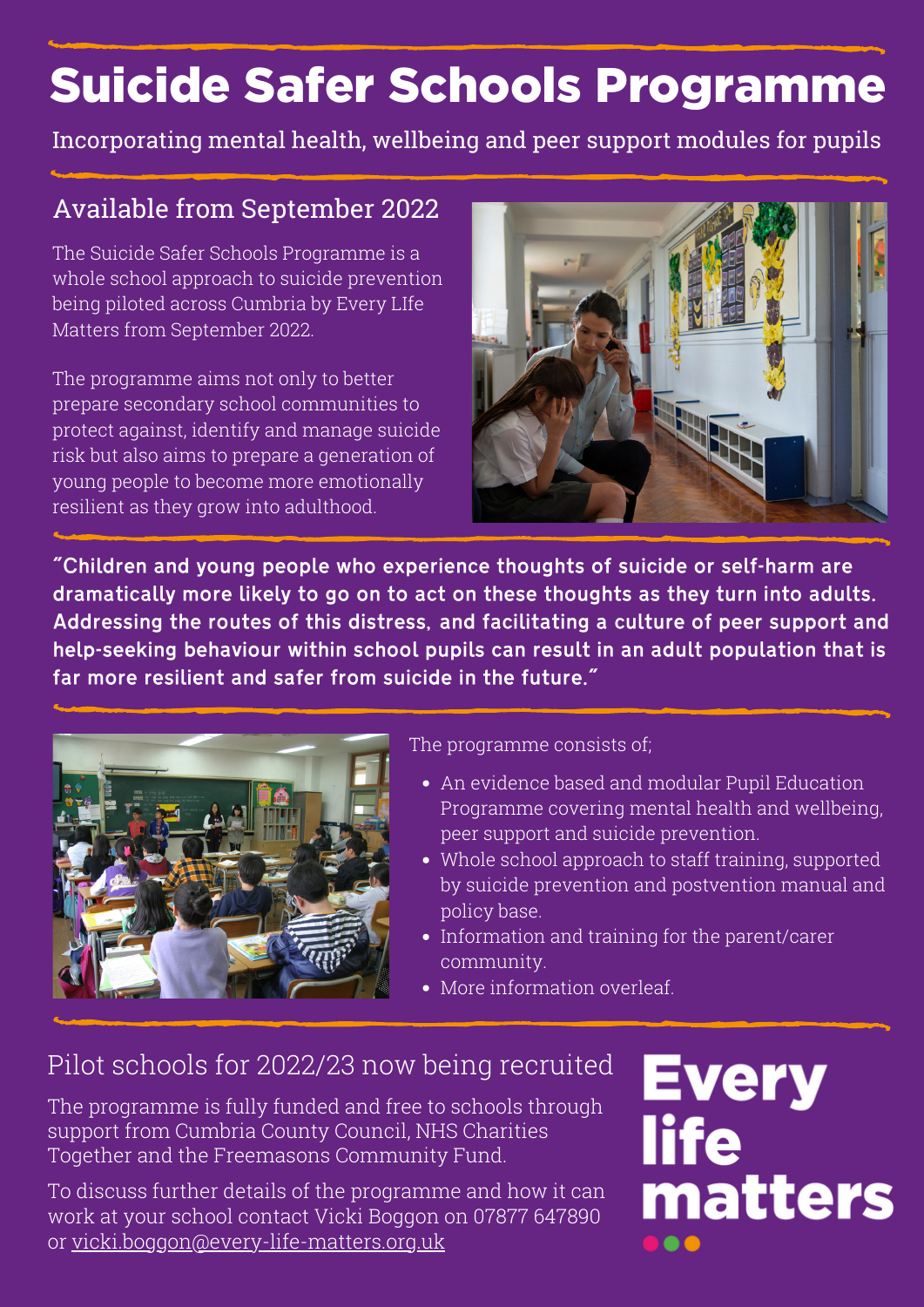# Suicide Safer Schools Programme

Incorporating mental health, wellbeing and peer support modules for pupils

## Available from September 2022

The Suicide Safer Schools Programme is a whole school approach to suicide prevention being piloted across Cumbria by Every LIfe Matters from September 2022.

The programme aims not only to better prepare secondary school communities to protect against, identify and manage suicide risk but also aims to prepare a generation of young people to become more emotionally resilient as they grow into adulthood.

**"Children and young people who experience thoughts of suicide or self-harm are dramatically more likely to go on to act on these thoughts as they turn into adults. Addressing the routes of this distress, and facilitating a culture of peer support and help-seeking behaviour within school pupils can result in an adult population that is far more resilient and safer from suicide in the future."**

The programme consists of;

- An evidence based and modular Pupil Education Programme covering mental health and wellbeing, peer support and suicide prevention.
- Whole school approach to staff training, supported by suicide prevention and postvention manual and policy base.
- Information and training for the parent/carer community.
- More information overleaf.

## Pilot schools for 2022/23 now being recruited

The programme is fully funded and free to schools through support from Cumbria County Council, NHS Charities Together and the Freemasons Community Fund.

To discuss further details of the programme and how it can work at your school contact Vicki Boggon on 07877 647890 or vicki.boggon@every-life-matters.org.uk

**Every life matters**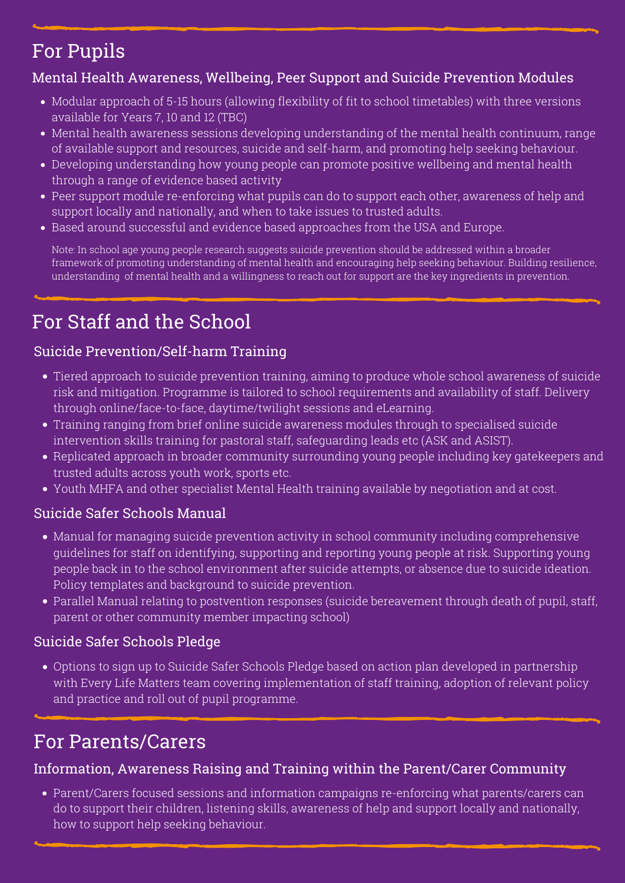## For Pupils

### Mental Health Awareness, Wellbeing, Peer Support and Suicide Prevention Modules

- Modular approach of 5-15 hours (allowing flexibility of fit to school timetables) with three versions available for Years 7, 10 and 12 (TBC)
- Mental health awareness sessions developing understanding of the mental health continuum, range of available support and resources, suicide and self-harm, and promoting help seeking behaviour.
- Developing understanding how young people can promote positive wellbeing and mental health through a range of evidence based activity
- Peer support module re-enforcing what pupils can do to support each other, awareness of help and support locally and nationally, and when to take issues to trusted adults.
- Based around successful and evidence based approaches from the USA and Europe.

Note: In school age young people research suggests suicide prevention should be addressed within a broader framework of promoting understanding of mental health and encouraging help seeking behaviour. Building resilience, understanding of mental health and a willingness to reach out for support are the key ingredients in prevention.

## For Staff and the School

### Suicide Prevention/Self-harm Training

- Tiered approach to suicide prevention training, aiming to produce whole school awareness of suicide risk and mitigation. Programme is tailored to school requirements and availability of staff. Delivery through online/face-to-face, daytime/twilight sessions and eLearning.
- Training ranging from brief online suicide awareness modules through to specialised suicide intervention skills training for pastoral staff, safeguarding leads etc (ASK and ASIST).
- Replicated approach in broader community surrounding young people including key gatekeepers and trusted adults across youth work, sports etc.
- Youth MHFA and other specialist Mental Health training available by negotiation and at cost.

### Suicide Safer Schools Manual

- Manual for managing suicide prevention activity in school community including comprehensive guidelines for staff on identifying, supporting and reporting young people at risk. Supporting young people back in to the school environment after suicide attempts, or absence due to suicide ideation. Policy templates and background to suicide prevention.
- Parallel Manual relating to postvention responses (suicide bereavement through death of pupil, staff, parent or other community member impacting school)

### Suicide Safer Schools Pledge

- Options to sign up to Suicide Safer Schools Pledge based on action plan developed in partnership with Every Life Matters team covering implementation of staff training, adoption of relevant policy and practice and roll out of pupil programme.

## For Parents/Carers

### Information, Awareness Raising and Training within the Parent/Carer Community

- Parent/Carers focused sessions and information campaigns re-enforcing what parents/carers can do to support their children, listening skills, awareness of help and support locally and nationally, how to support help seeking behaviour.